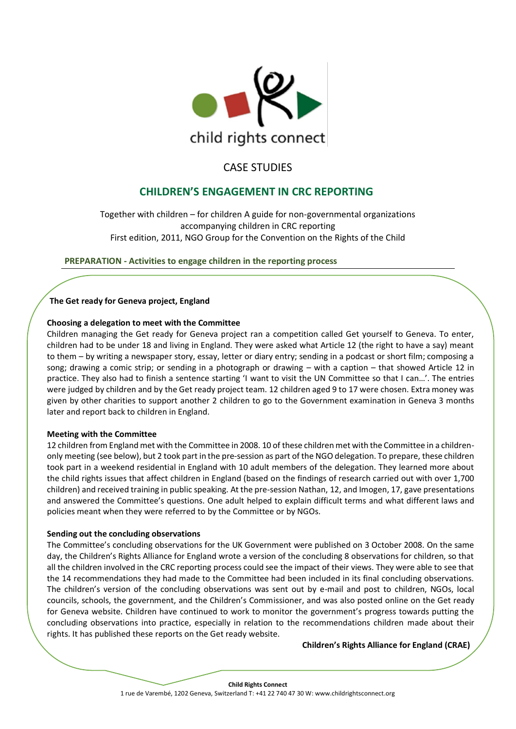child rights connect

# CASE STUDIES

## CHILDREN'S ENGAGEMENT IN CRC REPORTING

Together with children – for children A guide for non-governmental organizations accompanying children in CRC reporting
First edition, 2011, NGO Group for the Convention on the Rights of the Child

### PREPARATION - Activities to engage children in the reporting process

**The Get ready for Geneva project, England**

**Choosing a delegation to meet with the Committee**

Children managing the Get ready for Geneva project ran a competition called Get yourself to Geneva. To enter, children had to be under 18 and living in England. They were asked what Article 12 (the right to have a say) meant to them – by writing a newspaper story, essay, letter or diary entry; sending in a podcast or short film; composing a song; drawing a comic strip; or sending in a photograph or drawing – with a caption – that showed Article 12 in practice. They also had to finish a sentence starting 'I want to visit the UN Committee so that I can…'. The entries were judged by children and by the Get ready project team. 12 children aged 9 to 17 were chosen. Extra money was given by other charities to support another 2 children to go to the Government examination in Geneva 3 months later and report back to children in England.

**Meeting with the Committee**

12 children from England met with the Committee in 2008. 10 of these children met with the Committee in a children-only meeting (see below), but 2 took part in the pre-session as part of the NGO delegation. To prepare, these children took part in a weekend residential in England with 10 adult members of the delegation. They learned more about the child rights issues that affect children in England (based on the findings of research carried out with over 1,700 children) and received training in public speaking. At the pre-session Nathan, 12, and Imogen, 17, gave presentations and answered the Committee's questions. One adult helped to explain difficult terms and what different laws and policies meant when they were referred to by the Committee or by NGOs.

**Sending out the concluding observations**

The Committee's concluding observations for the UK Government were published on 3 October 2008. On the same day, the Children's Rights Alliance for England wrote a version of the concluding 8 observations for children, so that all the children involved in the CRC reporting process could see the impact of their views. They were able to see that the 14 recommendations they had made to the Committee had been included in its final concluding observations. The children's version of the concluding observations was sent out by e-mail and post to children, NGOs, local councils, schools, the government, and the Children's Commissioner, and was also posted online on the Get ready for Geneva website. Children have continued to work to monitor the government's progress towards putting the concluding observations into practice, especially in relation to the recommendations children made about their rights. It has published these reports on the Get ready website.

**Children's Rights Alliance for England (CRAE)**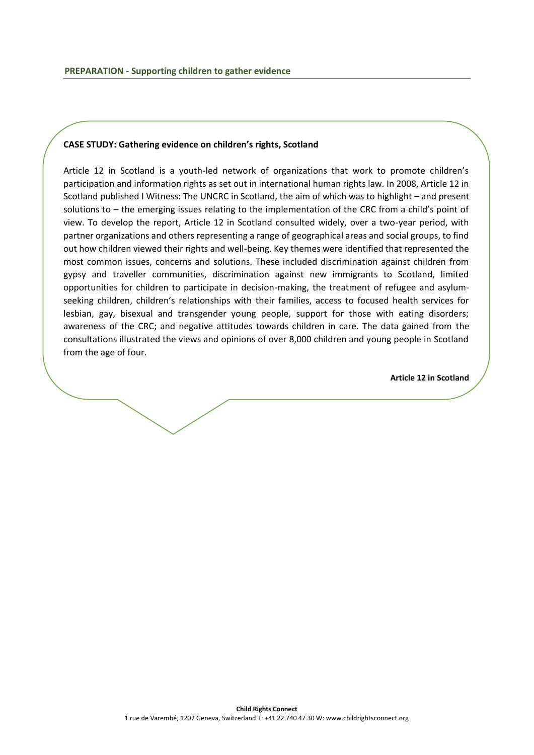**PREPARATION - Supporting children to gather evidence**

**CASE STUDY: Gathering evidence on children's rights, Scotland**

Article 12 in Scotland is a youth-led network of organizations that work to promote children's participation and information rights as set out in international human rights law. In 2008, Article 12 in Scotland published I Witness: The UNCRC in Scotland, the aim of which was to highlight – and present solutions to – the emerging issues relating to the implementation of the CRC from a child's point of view. To develop the report, Article 12 in Scotland consulted widely, over a two-year period, with partner organizations and others representing a range of geographical areas and social groups, to find out how children viewed their rights and well-being. Key themes were identified that represented the most common issues, concerns and solutions. These included discrimination against children from gypsy and traveller communities, discrimination against new immigrants to Scotland, limited opportunities for children to participate in decision-making, the treatment of refugee and asylum-seeking children, children's relationships with their families, access to focused health services for lesbian, gay, bisexual and transgender young people, support for those with eating disorders; awareness of the CRC; and negative attitudes towards children in care. The data gained from the consultations illustrated the views and opinions of over 8,000 children and young people in Scotland from the age of four.

**Article 12 in Scotland**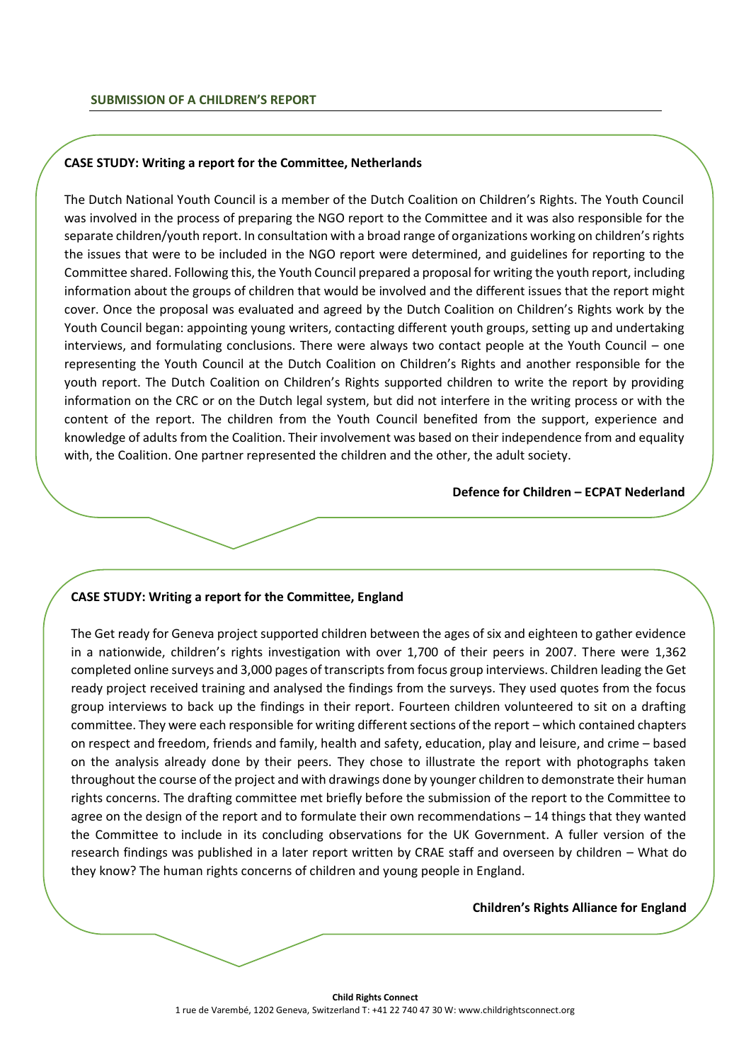## SUBMISSION OF A CHILDREN'S REPORT

**CASE STUDY: Writing a report for the Committee, Netherlands**

The Dutch National Youth Council is a member of the Dutch Coalition on Children's Rights. The Youth Council was involved in the process of preparing the NGO report to the Committee and it was also responsible for the separate children/youth report. In consultation with a broad range of organizations working on children's rights the issues that were to be included in the NGO report were determined, and guidelines for reporting to the Committee shared. Following this, the Youth Council prepared a proposal for writing the youth report, including information about the groups of children that would be involved and the different issues that the report might cover. Once the proposal was evaluated and agreed by the Dutch Coalition on Children's Rights work by the Youth Council began: appointing young writers, contacting different youth groups, setting up and undertaking interviews, and formulating conclusions. There were always two contact people at the Youth Council – one representing the Youth Council at the Dutch Coalition on Children's Rights and another responsible for the youth report. The Dutch Coalition on Children's Rights supported children to write the report by providing information on the CRC or on the Dutch legal system, but did not interfere in the writing process or with the content of the report. The children from the Youth Council benefited from the support, experience and knowledge of adults from the Coalition. Their involvement was based on their independence from and equality with, the Coalition. One partner represented the children and the other, the adult society.

**Defence for Children – ECPAT Nederland**

**CASE STUDY: Writing a report for the Committee, England**

The Get ready for Geneva project supported children between the ages of six and eighteen to gather evidence in a nationwide, children's rights investigation with over 1,700 of their peers in 2007. There were 1,362 completed online surveys and 3,000 pages of transcripts from focus group interviews. Children leading the Get ready project received training and analysed the findings from the surveys. They used quotes from the focus group interviews to back up the findings in their report. Fourteen children volunteered to sit on a drafting committee. They were each responsible for writing different sections of the report – which contained chapters on respect and freedom, friends and family, health and safety, education, play and leisure, and crime – based on the analysis already done by their peers. They chose to illustrate the report with photographs taken throughout the course of the project and with drawings done by younger children to demonstrate their human rights concerns. The drafting committee met briefly before the submission of the report to the Committee to agree on the design of the report and to formulate their own recommendations – 14 things that they wanted the Committee to include in its concluding observations for the UK Government. A fuller version of the research findings was published in a later report written by CRAE staff and overseen by children – What do they know? The human rights concerns of children and young people in England.

**Children's Rights Alliance for England**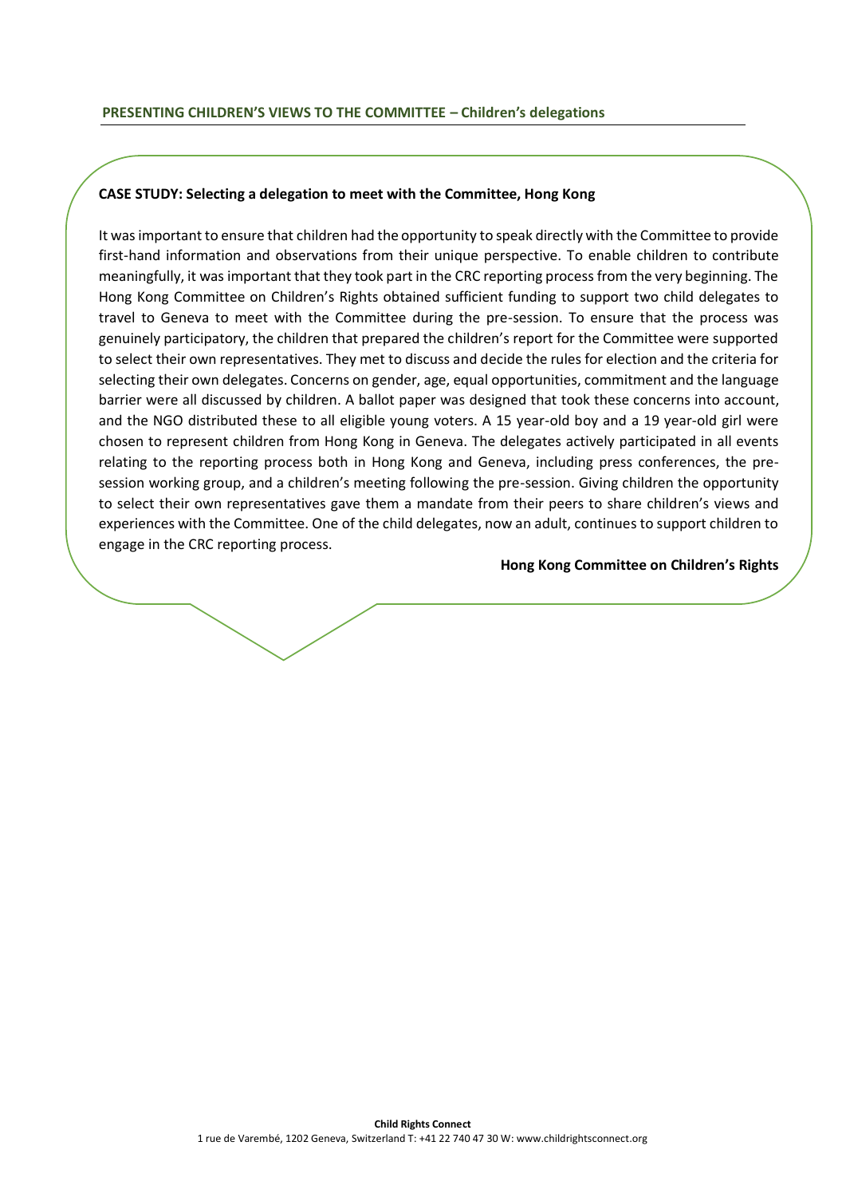**CASE STUDY: Selecting a delegation to meet with the Committee, Hong Kong**

It was important to ensure that children had the opportunity to speak directly with the Committee to provide first-hand information and observations from their unique perspective. To enable children to contribute meaningfully, it was important that they took part in the CRC reporting process from the very beginning. The Hong Kong Committee on Children's Rights obtained sufficient funding to support two child delegates to travel to Geneva to meet with the Committee during the pre-session. To ensure that the process was genuinely participatory, the children that prepared the children's report for the Committee were supported to select their own representatives. They met to discuss and decide the rules for election and the criteria for selecting their own delegates. Concerns on gender, age, equal opportunities, commitment and the language barrier were all discussed by children. A ballot paper was designed that took these concerns into account, and the NGO distributed these to all eligible young voters. A 15 year-old boy and a 19 year-old girl were chosen to represent children from Hong Kong in Geneva. The delegates actively participated in all events relating to the reporting process both in Hong Kong and Geneva, including press conferences, the pre-session working group, and a children's meeting following the pre-session. Giving children the opportunity to select their own representatives gave them a mandate from their peers to share children's views and experiences with the Committee. One of the child delegates, now an adult, continues to support children to engage in the CRC reporting process.

**Hong Kong Committee on Children's Rights**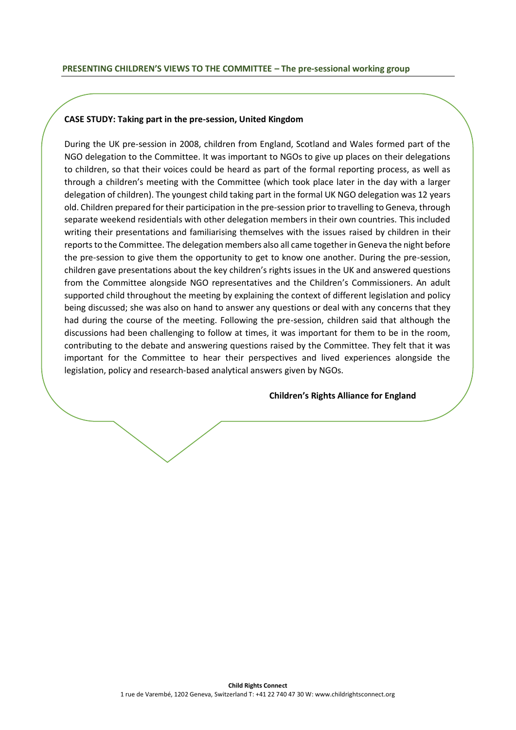## PRESENTING CHILDREN'S VIEWS TO THE COMMITTEE – The pre-sessional working group

**CASE STUDY: Taking part in the pre-session, United Kingdom**

During the UK pre-session in 2008, children from England, Scotland and Wales formed part of the NGO delegation to the Committee. It was important to NGOs to give up places on their delegations to children, so that their voices could be heard as part of the formal reporting process, as well as through a children's meeting with the Committee (which took place later in the day with a larger delegation of children). The youngest child taking part in the formal UK NGO delegation was 12 years old. Children prepared for their participation in the pre-session prior to travelling to Geneva, through separate weekend residentials with other delegation members in their own countries. This included writing their presentations and familiarising themselves with the issues raised by children in their reports to the Committee. The delegation members also all came together in Geneva the night before the pre-session to give them the opportunity to get to know one another. During the pre-session, children gave presentations about the key children's rights issues in the UK and answered questions from the Committee alongside NGO representatives and the Children's Commissioners. An adult supported child throughout the meeting by explaining the context of different legislation and policy being discussed; she was also on hand to answer any questions or deal with any concerns that they had during the course of the meeting. Following the pre-session, children said that although the discussions had been challenging to follow at times, it was important for them to be in the room, contributing to the debate and answering questions raised by the Committee. They felt that it was important for the Committee to hear their perspectives and lived experiences alongside the legislation, policy and research-based analytical answers given by NGOs.

**Children's Rights Alliance for England**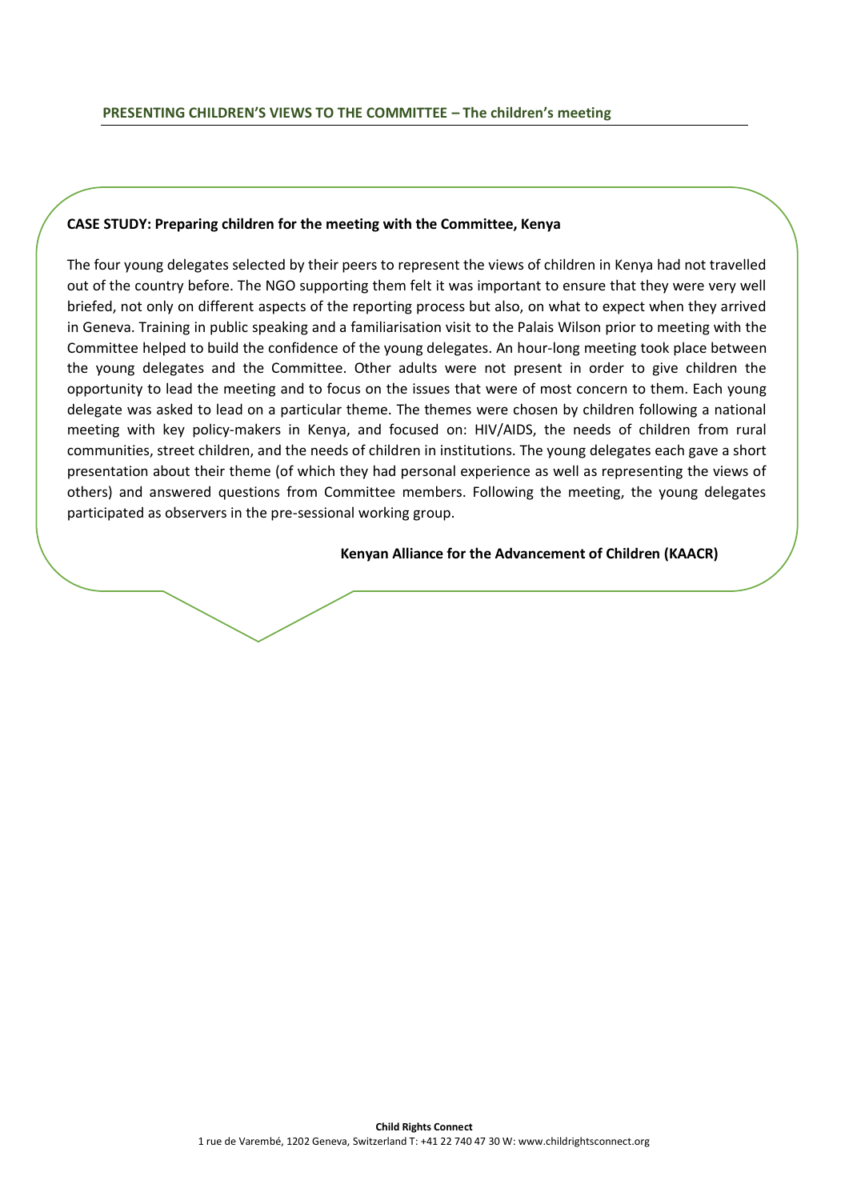**PRESENTING CHILDREN'S VIEWS TO THE COMMITTEE – The children's meeting**

**CASE STUDY: Preparing children for the meeting with the Committee, Kenya**

The four young delegates selected by their peers to represent the views of children in Kenya had not travelled out of the country before. The NGO supporting them felt it was important to ensure that they were very well briefed, not only on different aspects of the reporting process but also, on what to expect when they arrived in Geneva. Training in public speaking and a familiarisation visit to the Palais Wilson prior to meeting with the Committee helped to build the confidence of the young delegates. An hour-long meeting took place between the young delegates and the Committee. Other adults were not present in order to give children the opportunity to lead the meeting and to focus on the issues that were of most concern to them. Each young delegate was asked to lead on a particular theme. The themes were chosen by children following a national meeting with key policy-makers in Kenya, and focused on: HIV/AIDS, the needs of children from rural communities, street children, and the needs of children in institutions. The young delegates each gave a short presentation about their theme (of which they had personal experience as well as representing the views of others) and answered questions from Committee members. Following the meeting, the young delegates participated as observers in the pre-sessional working group.

**Kenyan Alliance for the Advancement of Children (KAACR)**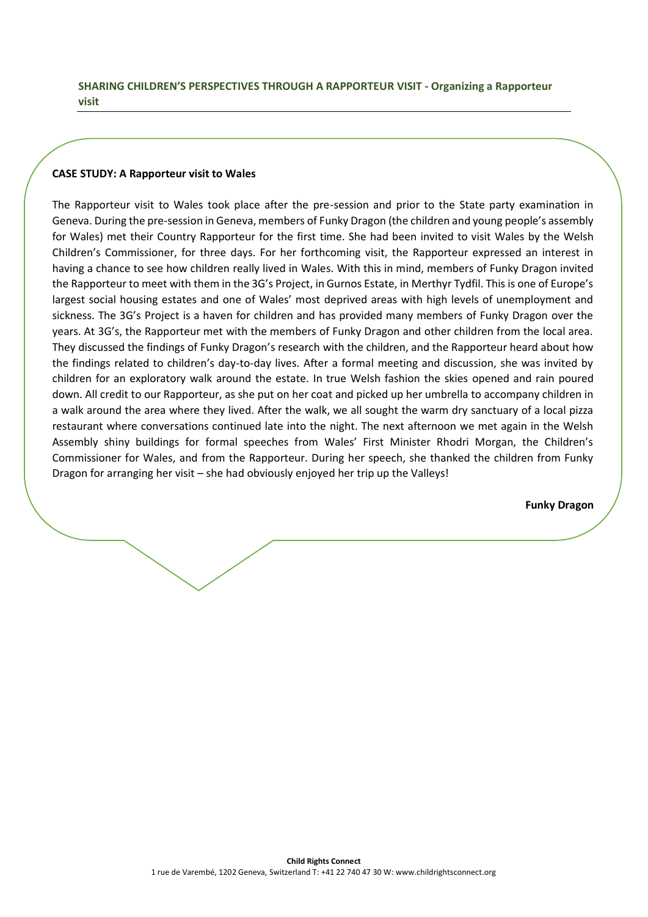**SHARING CHILDREN'S PERSPECTIVES THROUGH A RAPPORTEUR VISIT - Organizing a Rapporteur visit**

**CASE STUDY: A Rapporteur visit to Wales**

The Rapporteur visit to Wales took place after the pre-session and prior to the State party examination in Geneva. During the pre-session in Geneva, members of Funky Dragon (the children and young people's assembly for Wales) met their Country Rapporteur for the first time. She had been invited to visit Wales by the Welsh Children's Commissioner, for three days. For her forthcoming visit, the Rapporteur expressed an interest in having a chance to see how children really lived in Wales. With this in mind, members of Funky Dragon invited the Rapporteur to meet with them in the 3G's Project, in Gurnos Estate, in Merthyr Tydfil. This is one of Europe's largest social housing estates and one of Wales' most deprived areas with high levels of unemployment and sickness. The 3G's Project is a haven for children and has provided many members of Funky Dragon over the years. At 3G's, the Rapporteur met with the members of Funky Dragon and other children from the local area. They discussed the findings of Funky Dragon's research with the children, and the Rapporteur heard about how the findings related to children's day-to-day lives. After a formal meeting and discussion, she was invited by children for an exploratory walk around the estate. In true Welsh fashion the skies opened and rain poured down. All credit to our Rapporteur, as she put on her coat and picked up her umbrella to accompany children in a walk around the area where they lived. After the walk, we all sought the warm dry sanctuary of a local pizza restaurant where conversations continued late into the night. The next afternoon we met again in the Welsh Assembly shiny buildings for formal speeches from Wales' First Minister Rhodri Morgan, the Children's Commissioner for Wales, and from the Rapporteur. During her speech, she thanked the children from Funky Dragon for arranging her visit – she had obviously enjoyed her trip up the Valleys!

**Funky Dragon**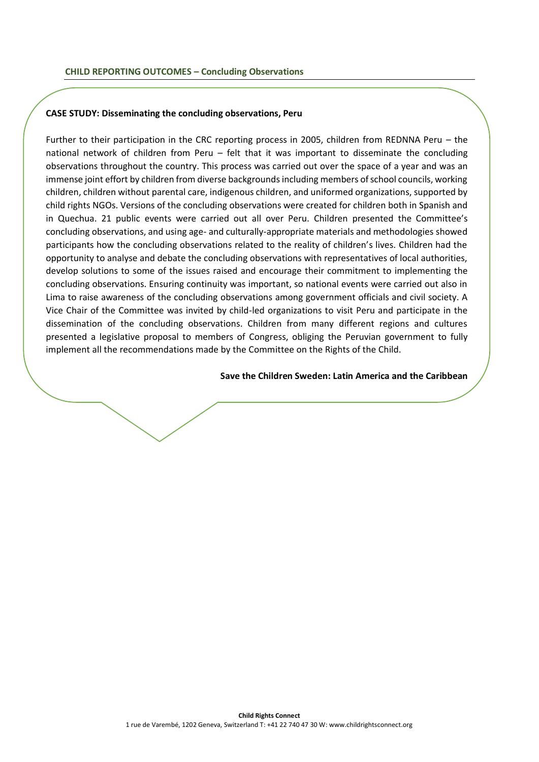**CHILD REPORTING OUTCOMES – Concluding Observations**

**CASE STUDY: Disseminating the concluding observations, Peru**

Further to their participation in the CRC reporting process in 2005, children from REDNNA Peru – the national network of children from Peru – felt that it was important to disseminate the concluding observations throughout the country. This process was carried out over the space of a year and was an immense joint effort by children from diverse backgrounds including members of school councils, working children, children without parental care, indigenous children, and uniformed organizations, supported by child rights NGOs. Versions of the concluding observations were created for children both in Spanish and in Quechua. 21 public events were carried out all over Peru. Children presented the Committee's concluding observations, and using age- and culturally-appropriate materials and methodologies showed participants how the concluding observations related to the reality of children's lives. Children had the opportunity to analyse and debate the concluding observations with representatives of local authorities, develop solutions to some of the issues raised and encourage their commitment to implementing the concluding observations. Ensuring continuity was important, so national events were carried out also in Lima to raise awareness of the concluding observations among government officials and civil society. A Vice Chair of the Committee was invited by child-led organizations to visit Peru and participate in the dissemination of the concluding observations. Children from many different regions and cultures presented a legislative proposal to members of Congress, obliging the Peruvian government to fully implement all the recommendations made by the Committee on the Rights of the Child.

**Save the Children Sweden: Latin America and the Caribbean**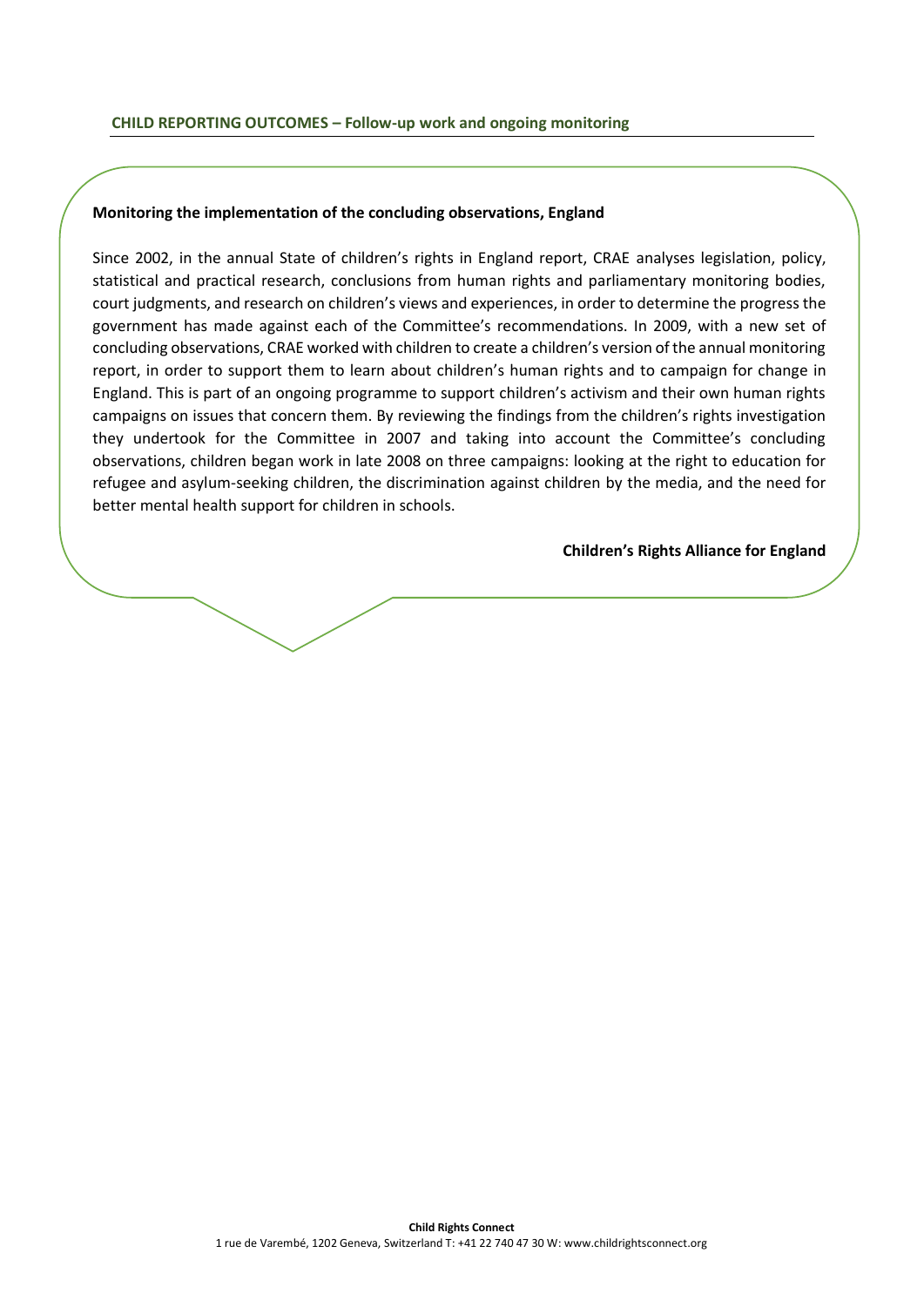**CHILD REPORTING OUTCOMES – Follow-up work and ongoing monitoring**

**Monitoring the implementation of the concluding observations, England**

Since 2002, in the annual State of children's rights in England report, CRAE analyses legislation, policy, statistical and practical research, conclusions from human rights and parliamentary monitoring bodies, court judgments, and research on children's views and experiences, in order to determine the progress the government has made against each of the Committee's recommendations. In 2009, with a new set of concluding observations, CRAE worked with children to create a children's version of the annual monitoring report, in order to support them to learn about children's human rights and to campaign for change in England. This is part of an ongoing programme to support children's activism and their own human rights campaigns on issues that concern them. By reviewing the findings from the children's rights investigation they undertook for the Committee in 2007 and taking into account the Committee's concluding observations, children began work in late 2008 on three campaigns: looking at the right to education for refugee and asylum-seeking children, the discrimination against children by the media, and the need for better mental health support for children in schools.

**Children's Rights Alliance for England**